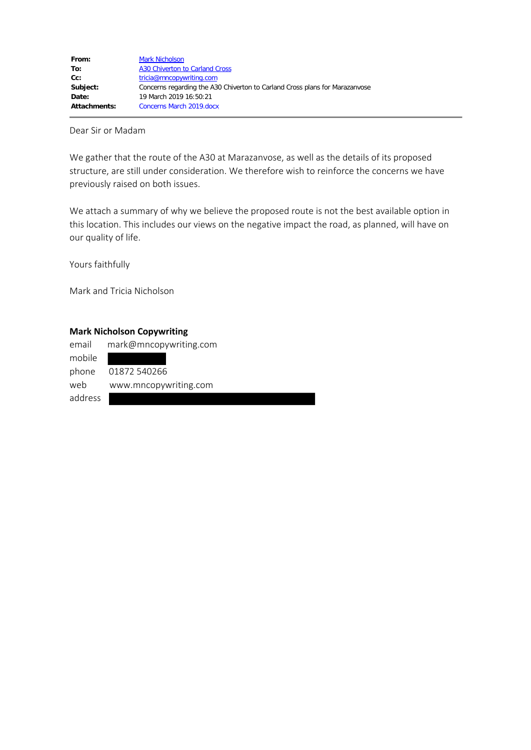| | |
|---|---|
| **From:** | Mark Nicholson |
| **To:** | A30 Chiverton to Carland Cross |
| **Cc:** | tricia@mncopywriting.com |
| **Subject:** | Concerns regarding the A30 Chiverton to Carland Cross plans for Marazanvose |
| **Date:** | 19 March 2019 16:50:21 |
| **Attachments:** | Concerns March 2019.docx |

Dear Sir or Madam

We gather that the route of the A30 at Marazanvose, as well as the details of its proposed structure, are still under consideration. We therefore wish to reinforce the concerns we have previously raised on both issues.

We attach a summary of why we believe the proposed route is not the best available option in this location. This includes our views on the negative impact the road, as planned, will have on our quality of life.

Yours faithfully

Mark and Tricia Nicholson

**Mark Nicholson Copywriting**

| | |
|---|---|
| email | mark@mncopywriting.com |
| mobile | |
| phone | 01872 540266 |
| web | www.mncopywriting.com |
| address | |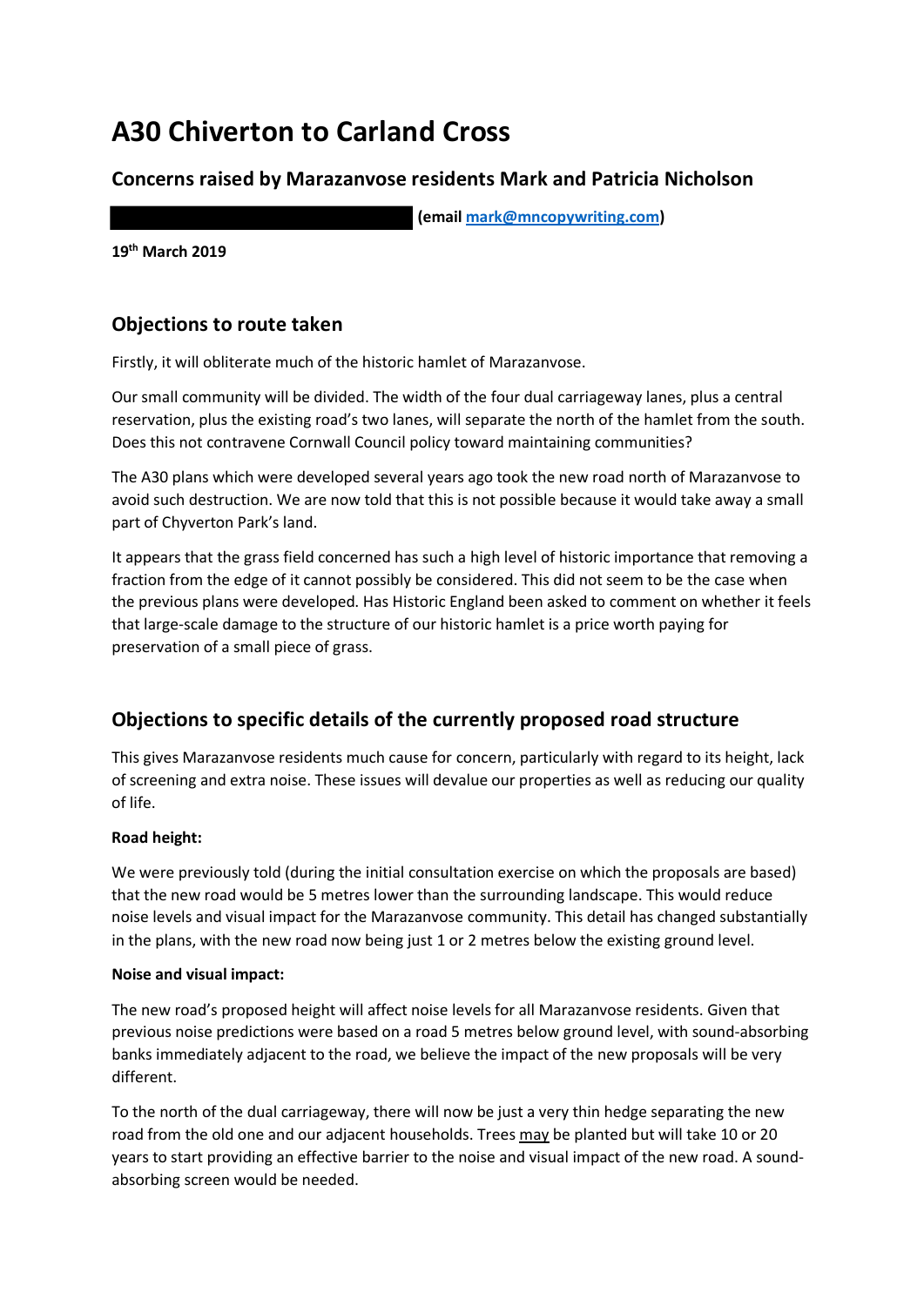# A30 Chiverton to Carland Cross

## Concerns raised by Marazanvose residents Mark and Patricia Nicholson

**(email [mark@mncopywriting.com](mailto:mark@mncopywriting.com))**

**19th March 2019**

## Objections to route taken

Firstly, it will obliterate much of the historic hamlet of Marazanvose.

Our small community will be divided. The width of the four dual carriageway lanes, plus a central reservation, plus the existing road's two lanes, will separate the north of the hamlet from the south. Does this not contravene Cornwall Council policy toward maintaining communities?

The A30 plans which were developed several years ago took the new road north of Marazanvose to avoid such destruction. We are now told that this is not possible because it would take away a small part of Chyverton Park's land.

It appears that the grass field concerned has such a high level of historic importance that removing a fraction from the edge of it cannot possibly be considered. This did not seem to be the case when the previous plans were developed. Has Historic England been asked to comment on whether it feels that large-scale damage to the structure of our historic hamlet is a price worth paying for preservation of a small piece of grass.

## Objections to specific details of the currently proposed road structure

This gives Marazanvose residents much cause for concern, particularly with regard to its height, lack of screening and extra noise. These issues will devalue our properties as well as reducing our quality of life.

**Road height:**

We were previously told (during the initial consultation exercise on which the proposals are based) that the new road would be 5 metres lower than the surrounding landscape. This would reduce noise levels and visual impact for the Marazanvose community. This detail has changed substantially in the plans, with the new road now being just 1 or 2 metres below the existing ground level.

**Noise and visual impact:**

The new road's proposed height will affect noise levels for all Marazanvose residents. Given that previous noise predictions were based on a road 5 metres below ground level, with sound-absorbing banks immediately adjacent to the road, we believe the impact of the new proposals will be very different.

To the north of the dual carriageway, there will now be just a very thin hedge separating the new road from the old one and our adjacent households. Trees <u>may</u> be planted but will take 10 or 20 years to start providing an effective barrier to the noise and visual impact of the new road. A sound-absorbing screen would be needed.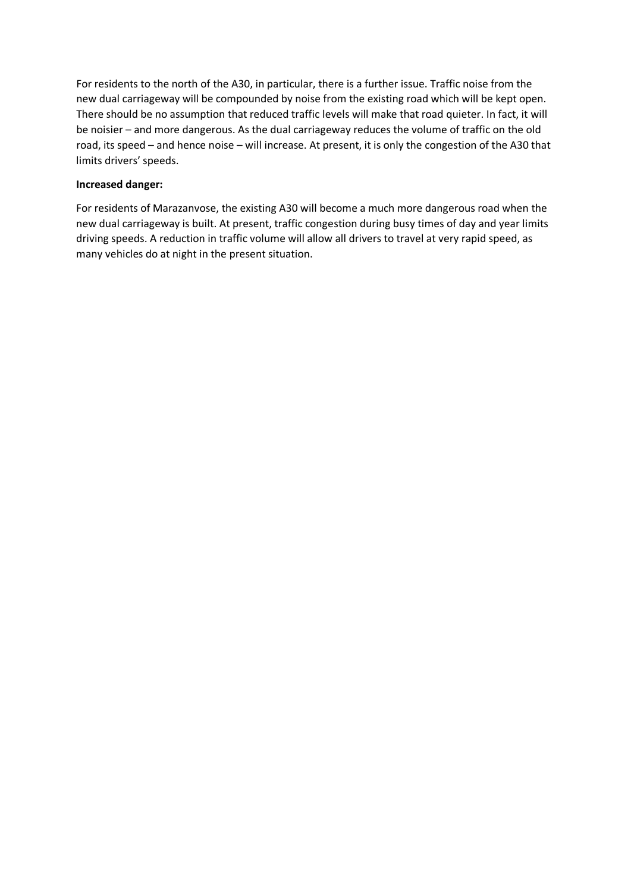For residents to the north of the A30, in particular, there is a further issue. Traffic noise from the new dual carriageway will be compounded by noise from the existing road which will be kept open. There should be no assumption that reduced traffic levels will make that road quieter. In fact, it will be noisier – and more dangerous. As the dual carriageway reduces the volume of traffic on the old road, its speed – and hence noise – will increase. At present, it is only the congestion of the A30 that limits drivers' speeds.

**Increased danger:**

For residents of Marazanvose, the existing A30 will become a much more dangerous road when the new dual carriageway is built. At present, traffic congestion during busy times of day and year limits driving speeds. A reduction in traffic volume will allow all drivers to travel at very rapid speed, as many vehicles do at night in the present situation.